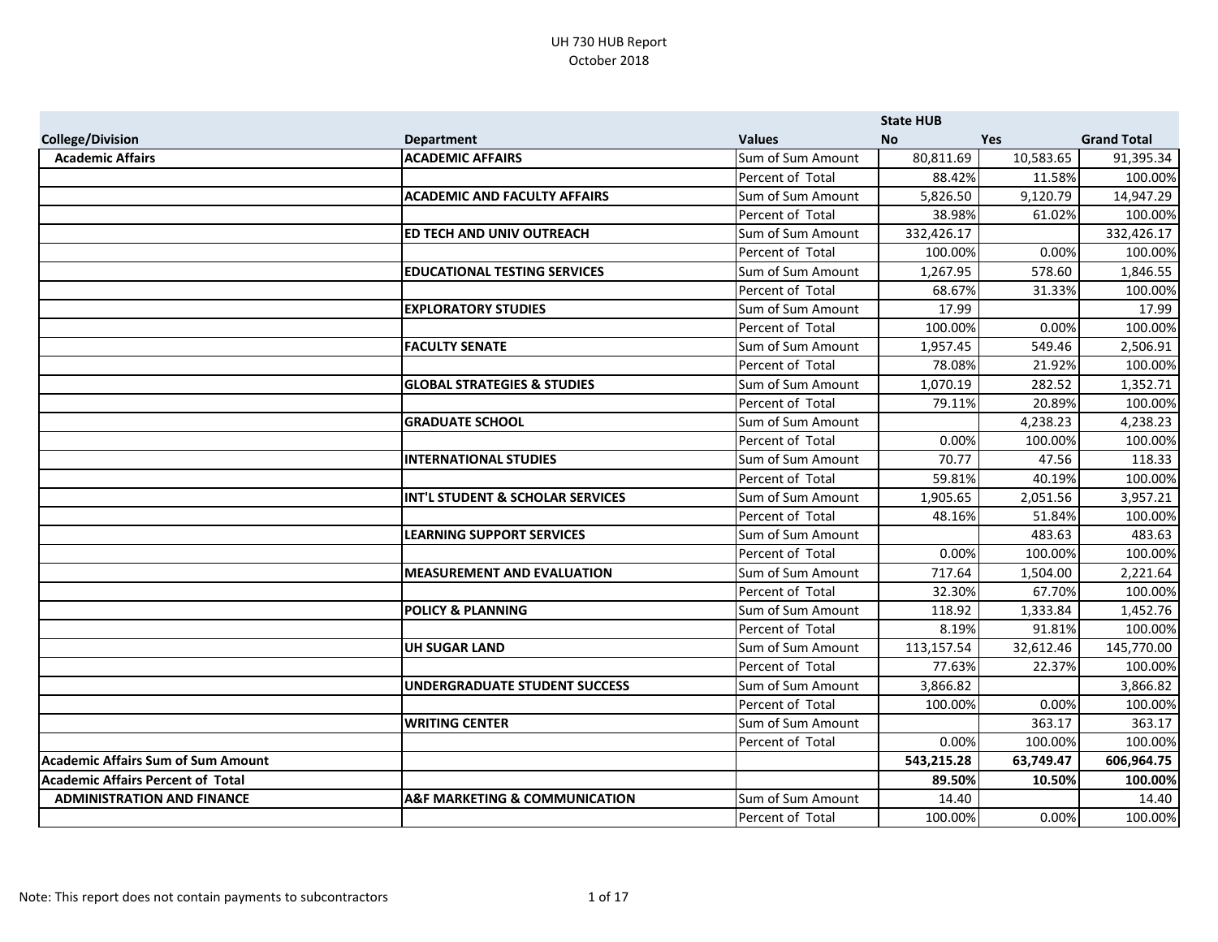# UH 730 HUB Report
October 2018

| College/Division | Department | Values | State HUB No | Yes | Grand Total |
|---|---|---|---|---|---|
| **Academic Affairs** | **ACADEMIC AFFAIRS** | Sum of Sum Amount | 80,811.69 | 10,583.65 | 91,395.34 |
| | | Percent of Total | 88.42% | 11.58% | 100.00% |
| | **ACADEMIC AND FACULTY AFFAIRS** | Sum of Sum Amount | 5,826.50 | 9,120.79 | 14,947.29 |
| | | Percent of Total | 38.98% | 61.02% | 100.00% |
| | **ED TECH AND UNIV OUTREACH** | Sum of Sum Amount | 332,426.17 | | 332,426.17 |
| | | Percent of Total | 100.00% | 0.00% | 100.00% |
| | **EDUCATIONAL TESTING SERVICES** | Sum of Sum Amount | 1,267.95 | 578.60 | 1,846.55 |
| | | Percent of Total | 68.67% | 31.33% | 100.00% |
| | **EXPLORATORY STUDIES** | Sum of Sum Amount | 17.99 | | 17.99 |
| | | Percent of Total | 100.00% | 0.00% | 100.00% |
| | **FACULTY SENATE** | Sum of Sum Amount | 1,957.45 | 549.46 | 2,506.91 |
| | | Percent of Total | 78.08% | 21.92% | 100.00% |
| | **GLOBAL STRATEGIES & STUDIES** | Sum of Sum Amount | 1,070.19 | 282.52 | 1,352.71 |
| | | Percent of Total | 79.11% | 20.89% | 100.00% |
| | **GRADUATE SCHOOL** | Sum of Sum Amount | | 4,238.23 | 4,238.23 |
| | | Percent of Total | 0.00% | 100.00% | 100.00% |
| | **INTERNATIONAL STUDIES** | Sum of Sum Amount | 70.77 | 47.56 | 118.33 |
| | | Percent of Total | 59.81% | 40.19% | 100.00% |
| | **INT'L STUDENT & SCHOLAR SERVICES** | Sum of Sum Amount | 1,905.65 | 2,051.56 | 3,957.21 |
| | | Percent of Total | 48.16% | 51.84% | 100.00% |
| | **LEARNING SUPPORT SERVICES** | Sum of Sum Amount | | 483.63 | 483.63 |
| | | Percent of Total | 0.00% | 100.00% | 100.00% |
| | **MEASUREMENT AND EVALUATION** | Sum of Sum Amount | 717.64 | 1,504.00 | 2,221.64 |
| | | Percent of Total | 32.30% | 67.70% | 100.00% |
| | **POLICY & PLANNING** | Sum of Sum Amount | 118.92 | 1,333.84 | 1,452.76 |
| | | Percent of Total | 8.19% | 91.81% | 100.00% |
| | **UH SUGAR LAND** | Sum of Sum Amount | 113,157.54 | 32,612.46 | 145,770.00 |
| | | Percent of Total | 77.63% | 22.37% | 100.00% |
| | **UNDERGRADUATE STUDENT SUCCESS** | Sum of Sum Amount | 3,866.82 | | 3,866.82 |
| | | Percent of Total | 100.00% | 0.00% | 100.00% |
| | **WRITING CENTER** | Sum of Sum Amount | | 363.17 | 363.17 |
| | | Percent of Total | 0.00% | 100.00% | 100.00% |
| **Academic Affairs Sum of Sum Amount** | | | **543,215.28** | **63,749.47** | **606,964.75** |
| **Academic Affairs Percent of Total** | | | **89.50%** | **10.50%** | **100.00%** |
| **ADMINISTRATION AND FINANCE** | **A&F MARKETING & COMMUNICATION** | Sum of Sum Amount | 14.40 | | 14.40 |
| | | Percent of Total | 100.00% | 0.00% | 100.00% |

Note: This report does not contain payments to subcontractors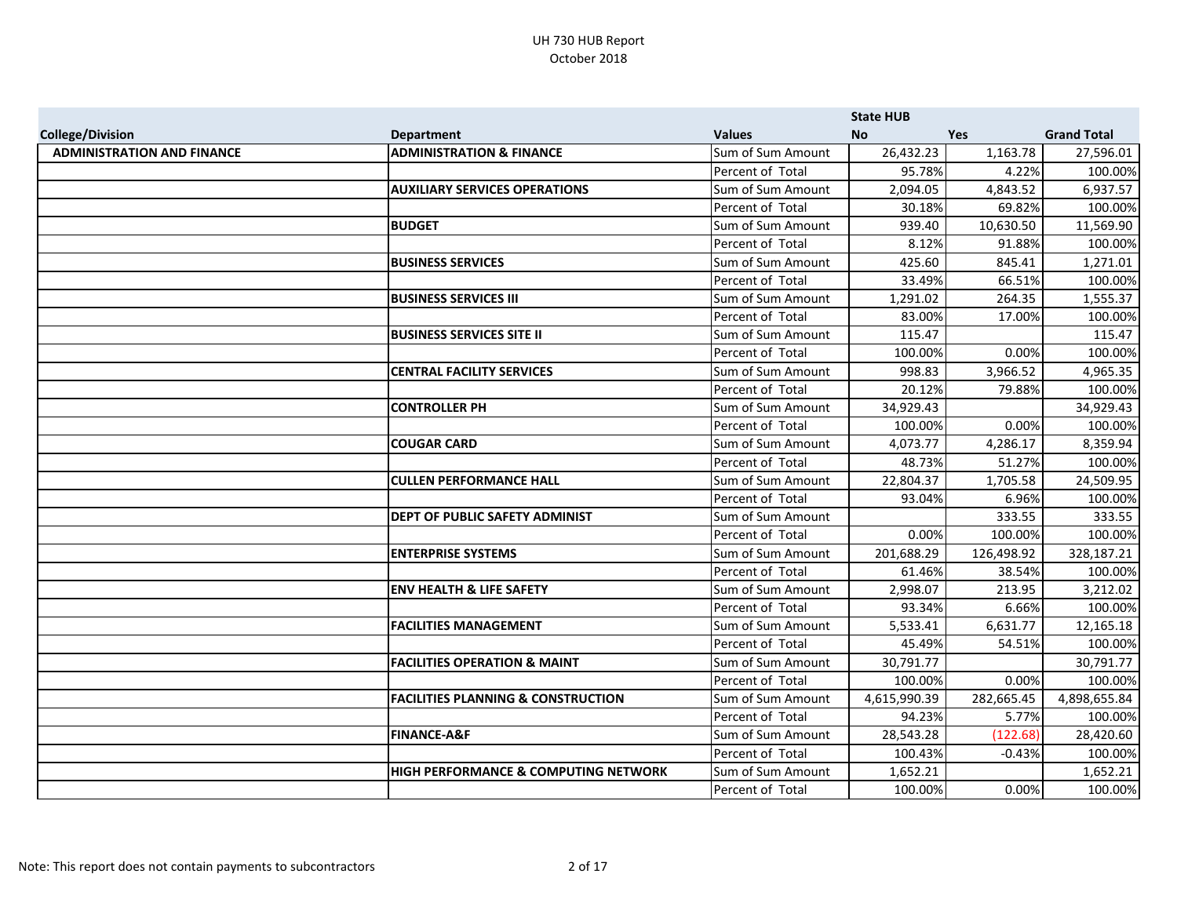UH 730 HUB Report
October 2018

| | | | State HUB | | |
|---|---|---|---|---|---|
| **College/Division** | **Department** | **Values** | **No** | **Yes** | **Grand Total** |
| **ADMINISTRATION AND FINANCE** | **ADMINISTRATION & FINANCE** | Sum of Sum Amount | 26,432.23 | 1,163.78 | 27,596.01 |
| | | Percent of Total | 95.78% | 4.22% | 100.00% |
| | **AUXILIARY SERVICES OPERATIONS** | Sum of Sum Amount | 2,094.05 | 4,843.52 | 6,937.57 |
| | | Percent of Total | 30.18% | 69.82% | 100.00% |
| | **BUDGET** | Sum of Sum Amount | 939.40 | 10,630.50 | 11,569.90 |
| | | Percent of Total | 8.12% | 91.88% | 100.00% |
| | **BUSINESS SERVICES** | Sum of Sum Amount | 425.60 | 845.41 | 1,271.01 |
| | | Percent of Total | 33.49% | 66.51% | 100.00% |
| | **BUSINESS SERVICES III** | Sum of Sum Amount | 1,291.02 | 264.35 | 1,555.37 |
| | | Percent of Total | 83.00% | 17.00% | 100.00% |
| | **BUSINESS SERVICES SITE II** | Sum of Sum Amount | 115.47 | | 115.47 |
| | | Percent of Total | 100.00% | 0.00% | 100.00% |
| | **CENTRAL FACILITY SERVICES** | Sum of Sum Amount | 998.83 | 3,966.52 | 4,965.35 |
| | | Percent of Total | 20.12% | 79.88% | 100.00% |
| | **CONTROLLER PH** | Sum of Sum Amount | 34,929.43 | | 34,929.43 |
| | | Percent of Total | 100.00% | 0.00% | 100.00% |
| | **COUGAR CARD** | Sum of Sum Amount | 4,073.77 | 4,286.17 | 8,359.94 |
| | | Percent of Total | 48.73% | 51.27% | 100.00% |
| | **CULLEN PERFORMANCE HALL** | Sum of Sum Amount | 22,804.37 | 1,705.58 | 24,509.95 |
| | | Percent of Total | 93.04% | 6.96% | 100.00% |
| | **DEPT OF PUBLIC SAFETY ADMINIST** | Sum of Sum Amount | | 333.55 | 333.55 |
| | | Percent of Total | 0.00% | 100.00% | 100.00% |
| | **ENTERPRISE SYSTEMS** | Sum of Sum Amount | 201,688.29 | 126,498.92 | 328,187.21 |
| | | Percent of Total | 61.46% | 38.54% | 100.00% |
| | **ENV HEALTH & LIFE SAFETY** | Sum of Sum Amount | 2,998.07 | 213.95 | 3,212.02 |
| | | Percent of Total | 93.34% | 6.66% | 100.00% |
| | **FACILITIES MANAGEMENT** | Sum of Sum Amount | 5,533.41 | 6,631.77 | 12,165.18 |
| | | Percent of Total | 45.49% | 54.51% | 100.00% |
| | **FACILITIES OPERATION & MAINT** | Sum of Sum Amount | 30,791.77 | | 30,791.77 |
| | | Percent of Total | 100.00% | 0.00% | 100.00% |
| | **FACILITIES PLANNING & CONSTRUCTION** | Sum of Sum Amount | 4,615,990.39 | 282,665.45 | 4,898,655.84 |
| | | Percent of Total | 94.23% | 5.77% | 100.00% |
| | **FINANCE-A&F** | Sum of Sum Amount | 28,543.28 | (122.68) | 28,420.60 |
| | | Percent of Total | 100.43% | -0.43% | 100.00% |
| | **HIGH PERFORMANCE & COMPUTING NETWORK** | Sum of Sum Amount | 1,652.21 | | 1,652.21 |
| | | Percent of Total | 100.00% | 0.00% | 100.00% |

Note: This report does not contain payments to subcontractors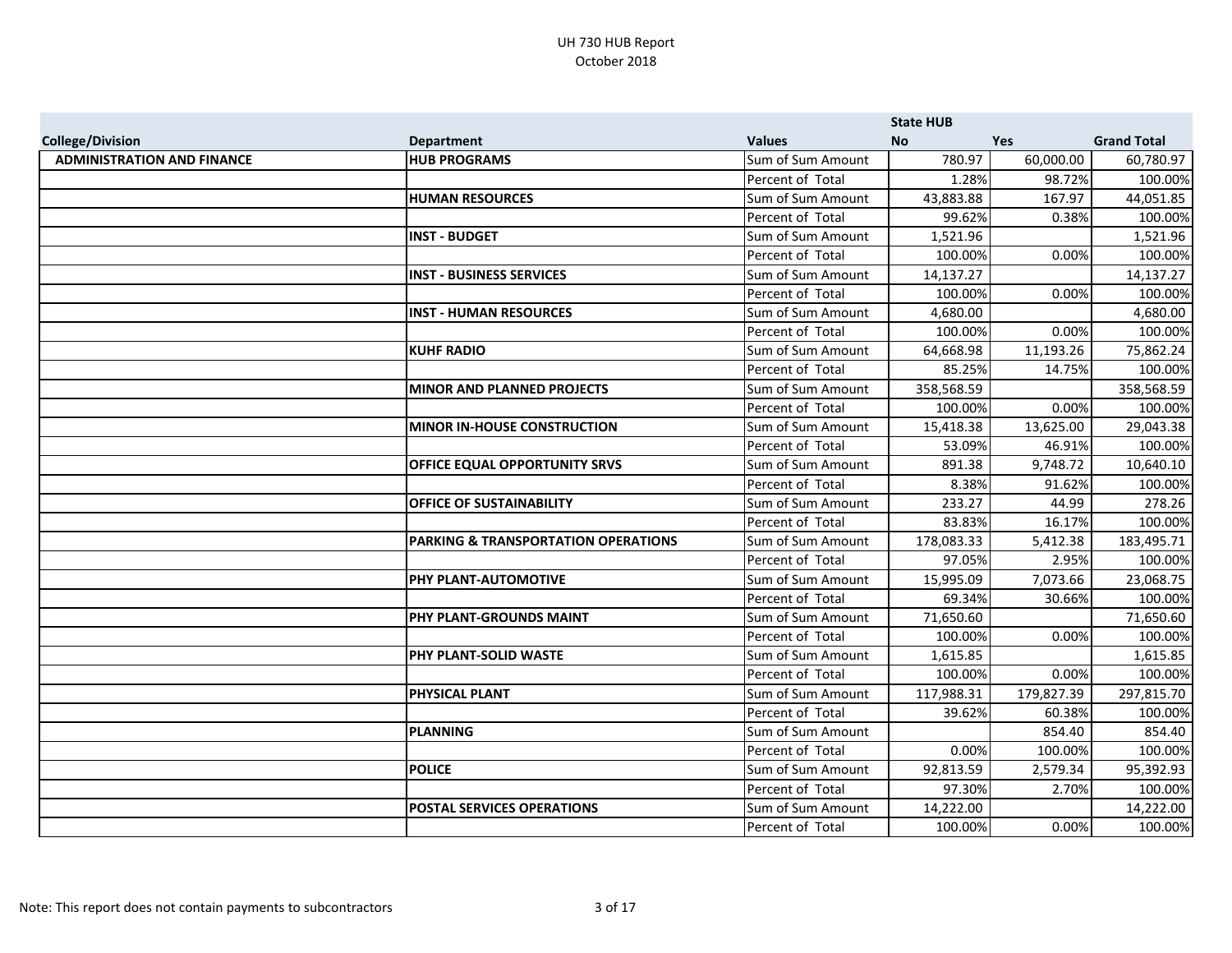UH 730 HUB Report
October 2018

| College/Division | Department | Values | State HUB No | Yes | Grand Total |
|---|---|---|---|---|---|
| **ADMINISTRATION AND FINANCE** | **HUB PROGRAMS** | Sum of Sum Amount | 780.97 | 60,000.00 | 60,780.97 |
| | | Percent of Total | 1.28% | 98.72% | 100.00% |
| | **HUMAN RESOURCES** | Sum of Sum Amount | 43,883.88 | 167.97 | 44,051.85 |
| | | Percent of Total | 99.62% | 0.38% | 100.00% |
| | **INST - BUDGET** | Sum of Sum Amount | 1,521.96 | | 1,521.96 |
| | | Percent of Total | 100.00% | 0.00% | 100.00% |
| | **INST - BUSINESS SERVICES** | Sum of Sum Amount | 14,137.27 | | 14,137.27 |
| | | Percent of Total | 100.00% | 0.00% | 100.00% |
| | **INST - HUMAN RESOURCES** | Sum of Sum Amount | 4,680.00 | | 4,680.00 |
| | | Percent of Total | 100.00% | 0.00% | 100.00% |
| | **KUHF RADIO** | Sum of Sum Amount | 64,668.98 | 11,193.26 | 75,862.24 |
| | | Percent of Total | 85.25% | 14.75% | 100.00% |
| | **MINOR AND PLANNED PROJECTS** | Sum of Sum Amount | 358,568.59 | | 358,568.59 |
| | | Percent of Total | 100.00% | 0.00% | 100.00% |
| | **MINOR IN-HOUSE CONSTRUCTION** | Sum of Sum Amount | 15,418.38 | 13,625.00 | 29,043.38 |
| | | Percent of Total | 53.09% | 46.91% | 100.00% |
| | **OFFICE EQUAL OPPORTUNITY SRVS** | Sum of Sum Amount | 891.38 | 9,748.72 | 10,640.10 |
| | | Percent of Total | 8.38% | 91.62% | 100.00% |
| | **OFFICE OF SUSTAINABILITY** | Sum of Sum Amount | 233.27 | 44.99 | 278.26 |
| | | Percent of Total | 83.83% | 16.17% | 100.00% |
| | **PARKING & TRANSPORTATION OPERATIONS** | Sum of Sum Amount | 178,083.33 | 5,412.38 | 183,495.71 |
| | | Percent of Total | 97.05% | 2.95% | 100.00% |
| | **PHY PLANT-AUTOMOTIVE** | Sum of Sum Amount | 15,995.09 | 7,073.66 | 23,068.75 |
| | | Percent of Total | 69.34% | 30.66% | 100.00% |
| | **PHY PLANT-GROUNDS MAINT** | Sum of Sum Amount | 71,650.60 | | 71,650.60 |
| | | Percent of Total | 100.00% | 0.00% | 100.00% |
| | **PHY PLANT-SOLID WASTE** | Sum of Sum Amount | 1,615.85 | | 1,615.85 |
| | | Percent of Total | 100.00% | 0.00% | 100.00% |
| | **PHYSICAL PLANT** | Sum of Sum Amount | 117,988.31 | 179,827.39 | 297,815.70 |
| | | Percent of Total | 39.62% | 60.38% | 100.00% |
| | **PLANNING** | Sum of Sum Amount | | 854.40 | 854.40 |
| | | Percent of Total | 0.00% | 100.00% | 100.00% |
| | **POLICE** | Sum of Sum Amount | 92,813.59 | 2,579.34 | 95,392.93 |
| | | Percent of Total | 97.30% | 2.70% | 100.00% |
| | **POSTAL SERVICES OPERATIONS** | Sum of Sum Amount | 14,222.00 | | 14,222.00 |
| | | Percent of Total | 100.00% | 0.00% | 100.00% |

Note: This report does not contain payments to subcontractors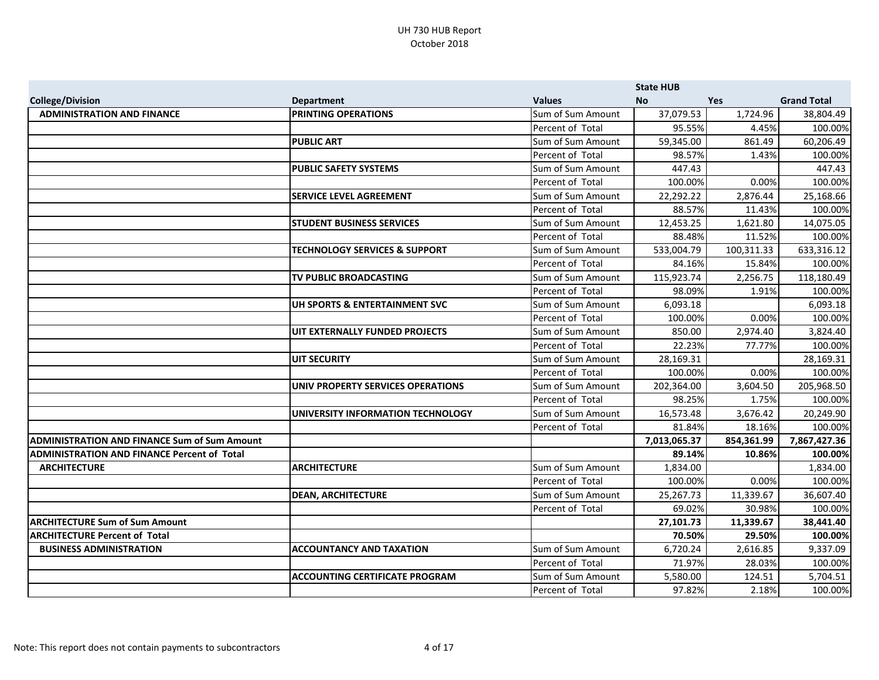# UH 730 HUB Report
October 2018

| College/Division | Department | Values | State HUB No | Yes | Grand Total |
|---|---|---|---|---|---|
| **ADMINISTRATION AND FINANCE** | **PRINTING OPERATIONS** | Sum of Sum Amount | 37,079.53 | 1,724.96 | 38,804.49 |
| | | Percent of Total | 95.55% | 4.45% | 100.00% |
| | **PUBLIC ART** | Sum of Sum Amount | 59,345.00 | 861.49 | 60,206.49 |
| | | Percent of Total | 98.57% | 1.43% | 100.00% |
| | **PUBLIC SAFETY SYSTEMS** | Sum of Sum Amount | 447.43 | | 447.43 |
| | | Percent of Total | 100.00% | 0.00% | 100.00% |
| | **SERVICE LEVEL AGREEMENT** | Sum of Sum Amount | 22,292.22 | 2,876.44 | 25,168.66 |
| | | Percent of Total | 88.57% | 11.43% | 100.00% |
| | **STUDENT BUSINESS SERVICES** | Sum of Sum Amount | 12,453.25 | 1,621.80 | 14,075.05 |
| | | Percent of Total | 88.48% | 11.52% | 100.00% |
| | **TECHNOLOGY SERVICES & SUPPORT** | Sum of Sum Amount | 533,004.79 | 100,311.33 | 633,316.12 |
| | | Percent of Total | 84.16% | 15.84% | 100.00% |
| | **TV PUBLIC BROADCASTING** | Sum of Sum Amount | 115,923.74 | 2,256.75 | 118,180.49 |
| | | Percent of Total | 98.09% | 1.91% | 100.00% |
| | **UH SPORTS & ENTERTAINMENT SVC** | Sum of Sum Amount | 6,093.18 | | 6,093.18 |
| | | Percent of Total | 100.00% | 0.00% | 100.00% |
| | **UIT EXTERNALLY FUNDED PROJECTS** | Sum of Sum Amount | 850.00 | 2,974.40 | 3,824.40 |
| | | Percent of Total | 22.23% | 77.77% | 100.00% |
| | **UIT SECURITY** | Sum of Sum Amount | 28,169.31 | | 28,169.31 |
| | | Percent of Total | 100.00% | 0.00% | 100.00% |
| | **UNIV PROPERTY SERVICES OPERATIONS** | Sum of Sum Amount | 202,364.00 | 3,604.50 | 205,968.50 |
| | | Percent of Total | 98.25% | 1.75% | 100.00% |
| | **UNIVERSITY INFORMATION TECHNOLOGY** | Sum of Sum Amount | 16,573.48 | 3,676.42 | 20,249.90 |
| | | Percent of Total | 81.84% | 18.16% | 100.00% |
| **ADMINISTRATION AND FINANCE Sum of Sum Amount** | | | **7,013,065.37** | **854,361.99** | **7,867,427.36** |
| **ADMINISTRATION AND FINANCE Percent of Total** | | | **89.14%** | **10.86%** | **100.00%** |
| **ARCHITECTURE** | **ARCHITECTURE** | Sum of Sum Amount | 1,834.00 | | 1,834.00 |
| | | Percent of Total | 100.00% | 0.00% | 100.00% |
| | **DEAN, ARCHITECTURE** | Sum of Sum Amount | 25,267.73 | 11,339.67 | 36,607.40 |
| | | Percent of Total | 69.02% | 30.98% | 100.00% |
| **ARCHITECTURE Sum of Sum Amount** | | | **27,101.73** | **11,339.67** | **38,441.40** |
| **ARCHITECTURE Percent of Total** | | | **70.50%** | **29.50%** | **100.00%** |
| **BUSINESS ADMINISTRATION** | **ACCOUNTANCY AND TAXATION** | Sum of Sum Amount | 6,720.24 | 2,616.85 | 9,337.09 |
| | | Percent of Total | 71.97% | 28.03% | 100.00% |
| | **ACCOUNTING CERTIFICATE PROGRAM** | Sum of Sum Amount | 5,580.00 | 124.51 | 5,704.51 |
| | | Percent of Total | 97.82% | 2.18% | 100.00% |

Note: This report does not contain payments to subcontractors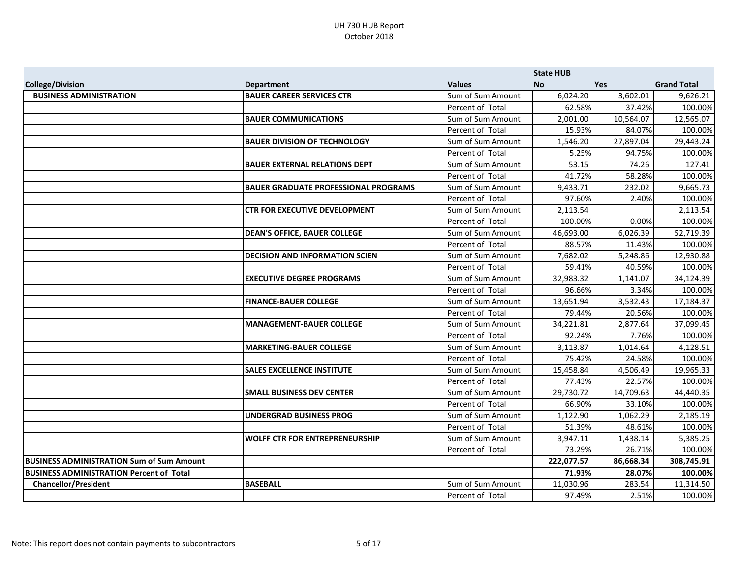# UH 730 HUB Report
October 2018

| College/Division | Department | Values | State HUB No | Yes | Grand Total |
|---|---|---|---|---|---|
| **BUSINESS ADMINISTRATION** | **BAUER CAREER SERVICES CTR** | Sum of Sum Amount | 6,024.20 | 3,602.01 | 9,626.21 |
| | | Percent of Total | 62.58% | 37.42% | 100.00% |
| | **BAUER COMMUNICATIONS** | Sum of Sum Amount | 2,001.00 | 10,564.07 | 12,565.07 |
| | | Percent of Total | 15.93% | 84.07% | 100.00% |
| | **BAUER DIVISION OF TECHNOLOGY** | Sum of Sum Amount | 1,546.20 | 27,897.04 | 29,443.24 |
| | | Percent of Total | 5.25% | 94.75% | 100.00% |
| | **BAUER EXTERNAL RELATIONS DEPT** | Sum of Sum Amount | 53.15 | 74.26 | 127.41 |
| | | Percent of Total | 41.72% | 58.28% | 100.00% |
| | **BAUER GRADUATE PROFESSIONAL PROGRAMS** | Sum of Sum Amount | 9,433.71 | 232.02 | 9,665.73 |
| | | Percent of Total | 97.60% | 2.40% | 100.00% |
| | **CTR FOR EXECUTIVE DEVELOPMENT** | Sum of Sum Amount | 2,113.54 | | 2,113.54 |
| | | Percent of Total | 100.00% | 0.00% | 100.00% |
| | **DEAN'S OFFICE, BAUER COLLEGE** | Sum of Sum Amount | 46,693.00 | 6,026.39 | 52,719.39 |
| | | Percent of Total | 88.57% | 11.43% | 100.00% |
| | **DECISION AND INFORMATION SCIEN** | Sum of Sum Amount | 7,682.02 | 5,248.86 | 12,930.88 |
| | | Percent of Total | 59.41% | 40.59% | 100.00% |
| | **EXECUTIVE DEGREE PROGRAMS** | Sum of Sum Amount | 32,983.32 | 1,141.07 | 34,124.39 |
| | | Percent of Total | 96.66% | 3.34% | 100.00% |
| | **FINANCE-BAUER COLLEGE** | Sum of Sum Amount | 13,651.94 | 3,532.43 | 17,184.37 |
| | | Percent of Total | 79.44% | 20.56% | 100.00% |
| | **MANAGEMENT-BAUER COLLEGE** | Sum of Sum Amount | 34,221.81 | 2,877.64 | 37,099.45 |
| | | Percent of Total | 92.24% | 7.76% | 100.00% |
| | **MARKETING-BAUER COLLEGE** | Sum of Sum Amount | 3,113.87 | 1,014.64 | 4,128.51 |
| | | Percent of Total | 75.42% | 24.58% | 100.00% |
| | **SALES EXCELLENCE INSTITUTE** | Sum of Sum Amount | 15,458.84 | 4,506.49 | 19,965.33 |
| | | Percent of Total | 77.43% | 22.57% | 100.00% |
| | **SMALL BUSINESS DEV CENTER** | Sum of Sum Amount | 29,730.72 | 14,709.63 | 44,440.35 |
| | | Percent of Total | 66.90% | 33.10% | 100.00% |
| | **UNDERGRAD BUSINESS PROG** | Sum of Sum Amount | 1,122.90 | 1,062.29 | 2,185.19 |
| | | Percent of Total | 51.39% | 48.61% | 100.00% |
| | **WOLFF CTR FOR ENTREPRENEURSHIP** | Sum of Sum Amount | 3,947.11 | 1,438.14 | 5,385.25 |
| | | Percent of Total | 73.29% | 26.71% | 100.00% |
| **BUSINESS ADMINISTRATION Sum of Sum Amount** | | | **222,077.57** | **86,668.34** | **308,745.91** |
| **BUSINESS ADMINISTRATION Percent of Total** | | | **71.93%** | **28.07%** | **100.00%** |
| **Chancellor/President** | **BASEBALL** | Sum of Sum Amount | 11,030.96 | 283.54 | 11,314.50 |
| | | Percent of Total | 97.49% | 2.51% | 100.00% |

Note: This report does not contain payments to subcontractors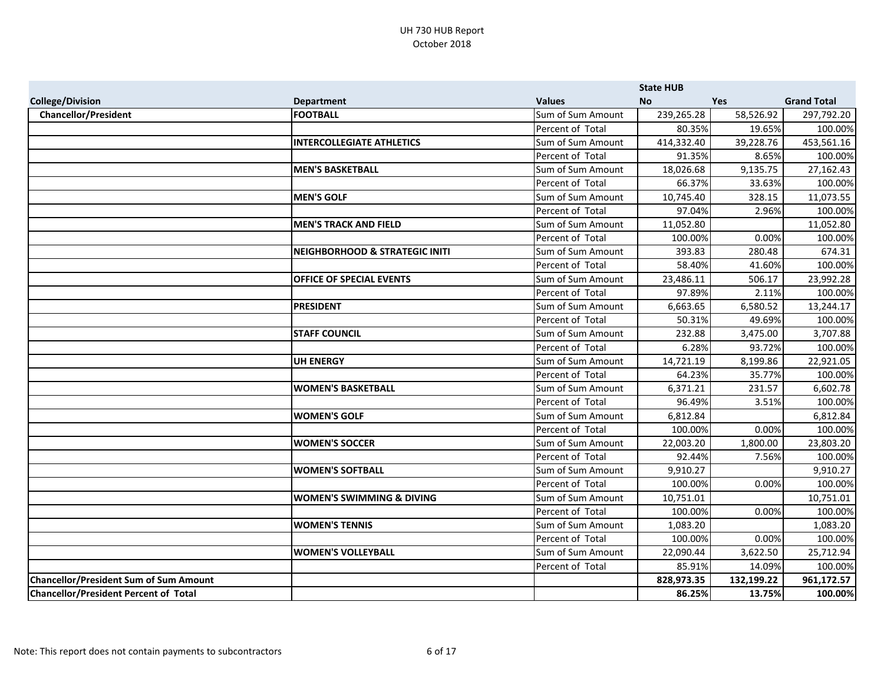UH 730 HUB Report
October 2018

| College/Division | Department | Values | State HUB No | Yes | Grand Total |
|---|---|---|---|---|---|
| **Chancellor/President** | **FOOTBALL** | Sum of Sum Amount | 239,265.28 | 58,526.92 | 297,792.20 |
| | | Percent of Total | 80.35% | 19.65% | 100.00% |
| | **INTERCOLLEGIATE ATHLETICS** | Sum of Sum Amount | 414,332.40 | 39,228.76 | 453,561.16 |
| | | Percent of Total | 91.35% | 8.65% | 100.00% |
| | **MEN'S BASKETBALL** | Sum of Sum Amount | 18,026.68 | 9,135.75 | 27,162.43 |
| | | Percent of Total | 66.37% | 33.63% | 100.00% |
| | **MEN'S GOLF** | Sum of Sum Amount | 10,745.40 | 328.15 | 11,073.55 |
| | | Percent of Total | 97.04% | 2.96% | 100.00% |
| | **MEN'S TRACK AND FIELD** | Sum of Sum Amount | 11,052.80 | | 11,052.80 |
| | | Percent of Total | 100.00% | 0.00% | 100.00% |
| | **NEIGHBORHOOD & STRATEGIC INITI** | Sum of Sum Amount | 393.83 | 280.48 | 674.31 |
| | | Percent of Total | 58.40% | 41.60% | 100.00% |
| | **OFFICE OF SPECIAL EVENTS** | Sum of Sum Amount | 23,486.11 | 506.17 | 23,992.28 |
| | | Percent of Total | 97.89% | 2.11% | 100.00% |
| | **PRESIDENT** | Sum of Sum Amount | 6,663.65 | 6,580.52 | 13,244.17 |
| | | Percent of Total | 50.31% | 49.69% | 100.00% |
| | **STAFF COUNCIL** | Sum of Sum Amount | 232.88 | 3,475.00 | 3,707.88 |
| | | Percent of Total | 6.28% | 93.72% | 100.00% |
| | **UH ENERGY** | Sum of Sum Amount | 14,721.19 | 8,199.86 | 22,921.05 |
| | | Percent of Total | 64.23% | 35.77% | 100.00% |
| | **WOMEN'S BASKETBALL** | Sum of Sum Amount | 6,371.21 | 231.57 | 6,602.78 |
| | | Percent of Total | 96.49% | 3.51% | 100.00% |
| | **WOMEN'S GOLF** | Sum of Sum Amount | 6,812.84 | | 6,812.84 |
| | | Percent of Total | 100.00% | 0.00% | 100.00% |
| | **WOMEN'S SOCCER** | Sum of Sum Amount | 22,003.20 | 1,800.00 | 23,803.20 |
| | | Percent of Total | 92.44% | 7.56% | 100.00% |
| | **WOMEN'S SOFTBALL** | Sum of Sum Amount | 9,910.27 | | 9,910.27 |
| | | Percent of Total | 100.00% | 0.00% | 100.00% |
| | **WOMEN'S SWIMMING & DIVING** | Sum of Sum Amount | 10,751.01 | | 10,751.01 |
| | | Percent of Total | 100.00% | 0.00% | 100.00% |
| | **WOMEN'S TENNIS** | Sum of Sum Amount | 1,083.20 | | 1,083.20 |
| | | Percent of Total | 100.00% | 0.00% | 100.00% |
| | **WOMEN'S VOLLEYBALL** | Sum of Sum Amount | 22,090.44 | 3,622.50 | 25,712.94 |
| | | Percent of Total | 85.91% | 14.09% | 100.00% |
| **Chancellor/President Sum of Sum Amount** | | | **828,973.35** | **132,199.22** | **961,172.57** |
| **Chancellor/President Percent of Total** | | | **86.25%** | **13.75%** | **100.00%** |

Note: This report does not contain payments to subcontractors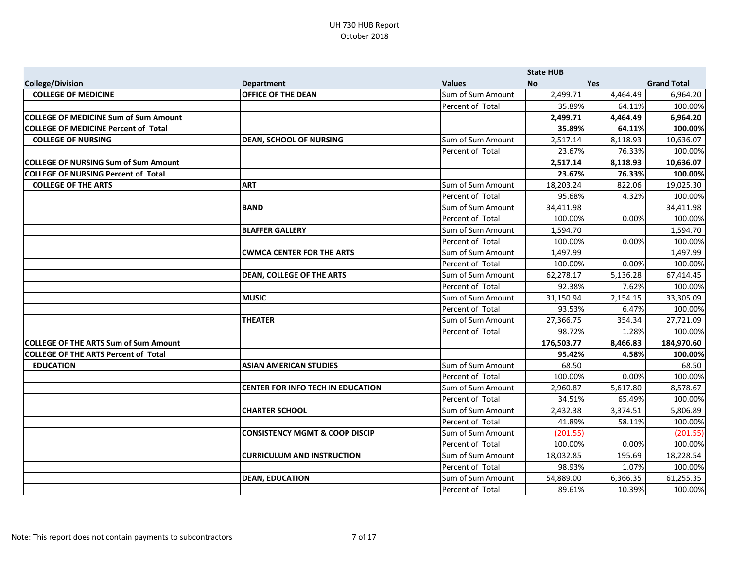UH 730 HUB Report
October 2018

| College/Division | Department | Values | State HUB No | Yes | Grand Total |
|---|---|---|---|---|---|
| **COLLEGE OF MEDICINE** | **OFFICE OF THE DEAN** | Sum of Sum Amount | 2,499.71 | 4,464.49 | 6,964.20 |
| | | Percent of Total | 35.89% | 64.11% | 100.00% |
| **COLLEGE OF MEDICINE Sum of Sum Amount** | | | **2,499.71** | **4,464.49** | **6,964.20** |
| **COLLEGE OF MEDICINE Percent of Total** | | | **35.89%** | **64.11%** | **100.00%** |
| **COLLEGE OF NURSING** | **DEAN, SCHOOL OF NURSING** | Sum of Sum Amount | 2,517.14 | 8,118.93 | 10,636.07 |
| | | Percent of Total | 23.67% | 76.33% | 100.00% |
| **COLLEGE OF NURSING Sum of Sum Amount** | | | **2,517.14** | **8,118.93** | **10,636.07** |
| **COLLEGE OF NURSING Percent of Total** | | | **23.67%** | **76.33%** | **100.00%** |
| **COLLEGE OF THE ARTS** | **ART** | Sum of Sum Amount | 18,203.24 | 822.06 | 19,025.30 |
| | | Percent of Total | 95.68% | 4.32% | 100.00% |
| | **BAND** | Sum of Sum Amount | 34,411.98 | | 34,411.98 |
| | | Percent of Total | 100.00% | 0.00% | 100.00% |
| | **BLAFFER GALLERY** | Sum of Sum Amount | 1,594.70 | | 1,594.70 |
| | | Percent of Total | 100.00% | 0.00% | 100.00% |
| | **CWMCA CENTER FOR THE ARTS** | Sum of Sum Amount | 1,497.99 | | 1,497.99 |
| | | Percent of Total | 100.00% | 0.00% | 100.00% |
| | **DEAN, COLLEGE OF THE ARTS** | Sum of Sum Amount | 62,278.17 | 5,136.28 | 67,414.45 |
| | | Percent of Total | 92.38% | 7.62% | 100.00% |
| | **MUSIC** | Sum of Sum Amount | 31,150.94 | 2,154.15 | 33,305.09 |
| | | Percent of Total | 93.53% | 6.47% | 100.00% |
| | **THEATER** | Sum of Sum Amount | 27,366.75 | 354.34 | 27,721.09 |
| | | Percent of Total | 98.72% | 1.28% | 100.00% |
| **COLLEGE OF THE ARTS Sum of Sum Amount** | | | **176,503.77** | **8,466.83** | **184,970.60** |
| **COLLEGE OF THE ARTS Percent of Total** | | | **95.42%** | **4.58%** | **100.00%** |
| **EDUCATION** | **ASIAN AMERICAN STUDIES** | Sum of Sum Amount | 68.50 | | 68.50 |
| | | Percent of Total | 100.00% | 0.00% | 100.00% |
| | **CENTER FOR INFO TECH IN EDUCATION** | Sum of Sum Amount | 2,960.87 | 5,617.80 | 8,578.67 |
| | | Percent of Total | 34.51% | 65.49% | 100.00% |
| | **CHARTER SCHOOL** | Sum of Sum Amount | 2,432.38 | 3,374.51 | 5,806.89 |
| | | Percent of Total | 41.89% | 58.11% | 100.00% |
| | **CONSISTENCY MGMT & COOP DISCIP** | Sum of Sum Amount | (201.55) | | (201.55) |
| | | Percent of Total | 100.00% | 0.00% | 100.00% |
| | **CURRICULUM AND INSTRUCTION** | Sum of Sum Amount | 18,032.85 | 195.69 | 18,228.54 |
| | | Percent of Total | 98.93% | 1.07% | 100.00% |
| | **DEAN, EDUCATION** | Sum of Sum Amount | 54,889.00 | 6,366.35 | 61,255.35 |
| | | Percent of Total | 89.61% | 10.39% | 100.00% |

Note: This report does not contain payments to subcontractors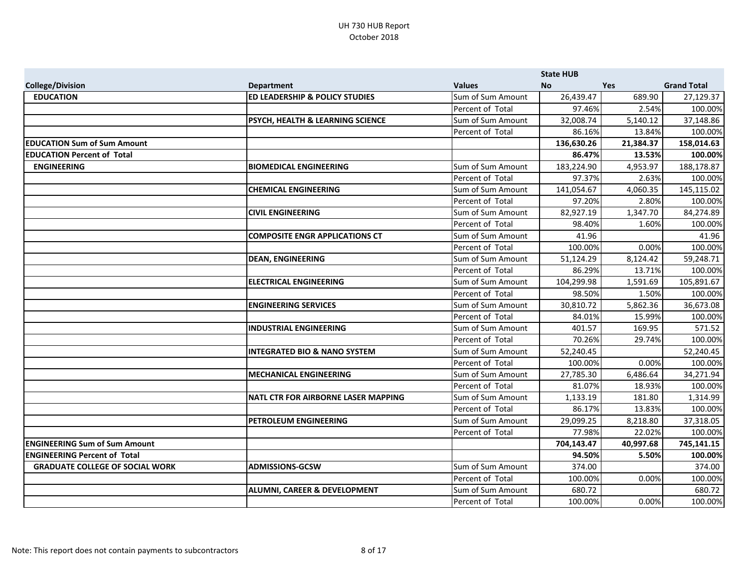UH 730 HUB Report
October 2018

| College/Division | Department | Values | State HUB No | Yes | Grand Total |
|---|---|---|---|---|---|
| **EDUCATION** | **ED LEADERSHIP & POLICY STUDIES** | Sum of Sum Amount | 26,439.47 | 689.90 | 27,129.37 |
| | | Percent of Total | 97.46% | 2.54% | 100.00% |
| | **PSYCH, HEALTH & LEARNING SCIENCE** | Sum of Sum Amount | 32,008.74 | 5,140.12 | 37,148.86 |
| | | Percent of Total | 86.16% | 13.84% | 100.00% |
| **EDUCATION Sum of Sum Amount** | | | **136,630.26** | **21,384.37** | **158,014.63** |
| **EDUCATION Percent of Total** | | | **86.47%** | **13.53%** | **100.00%** |
| **ENGINEERING** | **BIOMEDICAL ENGINEERING** | Sum of Sum Amount | 183,224.90 | 4,953.97 | 188,178.87 |
| | | Percent of Total | 97.37% | 2.63% | 100.00% |
| | **CHEMICAL ENGINEERING** | Sum of Sum Amount | 141,054.67 | 4,060.35 | 145,115.02 |
| | | Percent of Total | 97.20% | 2.80% | 100.00% |
| | **CIVIL ENGINEERING** | Sum of Sum Amount | 82,927.19 | 1,347.70 | 84,274.89 |
| | | Percent of Total | 98.40% | 1.60% | 100.00% |
| | **COMPOSITE ENGR APPLICATIONS CT** | Sum of Sum Amount | 41.96 | | 41.96 |
| | | Percent of Total | 100.00% | 0.00% | 100.00% |
| | **DEAN, ENGINEERING** | Sum of Sum Amount | 51,124.29 | 8,124.42 | 59,248.71 |
| | | Percent of Total | 86.29% | 13.71% | 100.00% |
| | **ELECTRICAL ENGINEERING** | Sum of Sum Amount | 104,299.98 | 1,591.69 | 105,891.67 |
| | | Percent of Total | 98.50% | 1.50% | 100.00% |
| | **ENGINEERING SERVICES** | Sum of Sum Amount | 30,810.72 | 5,862.36 | 36,673.08 |
| | | Percent of Total | 84.01% | 15.99% | 100.00% |
| | **INDUSTRIAL ENGINEERING** | Sum of Sum Amount | 401.57 | 169.95 | 571.52 |
| | | Percent of Total | 70.26% | 29.74% | 100.00% |
| | **INTEGRATED BIO & NANO SYSTEM** | Sum of Sum Amount | 52,240.45 | | 52,240.45 |
| | | Percent of Total | 100.00% | 0.00% | 100.00% |
| | **MECHANICAL ENGINEERING** | Sum of Sum Amount | 27,785.30 | 6,486.64 | 34,271.94 |
| | | Percent of Total | 81.07% | 18.93% | 100.00% |
| | **NATL CTR FOR AIRBORNE LASER MAPPING** | Sum of Sum Amount | 1,133.19 | 181.80 | 1,314.99 |
| | | Percent of Total | 86.17% | 13.83% | 100.00% |
| | **PETROLEUM ENGINEERING** | Sum of Sum Amount | 29,099.25 | 8,218.80 | 37,318.05 |
| | | Percent of Total | 77.98% | 22.02% | 100.00% |
| **ENGINEERING Sum of Sum Amount** | | | **704,143.47** | **40,997.68** | **745,141.15** |
| **ENGINEERING Percent of Total** | | | **94.50%** | **5.50%** | **100.00%** |
| **GRADUATE COLLEGE OF SOCIAL WORK** | **ADMISSIONS-GCSW** | Sum of Sum Amount | 374.00 | | 374.00 |
| | | Percent of Total | 100.00% | 0.00% | 100.00% |
| | **ALUMNI, CAREER & DEVELOPMENT** | Sum of Sum Amount | 680.72 | | 680.72 |
| | | Percent of Total | 100.00% | 0.00% | 100.00% |

Note: This report does not contain payments to subcontractors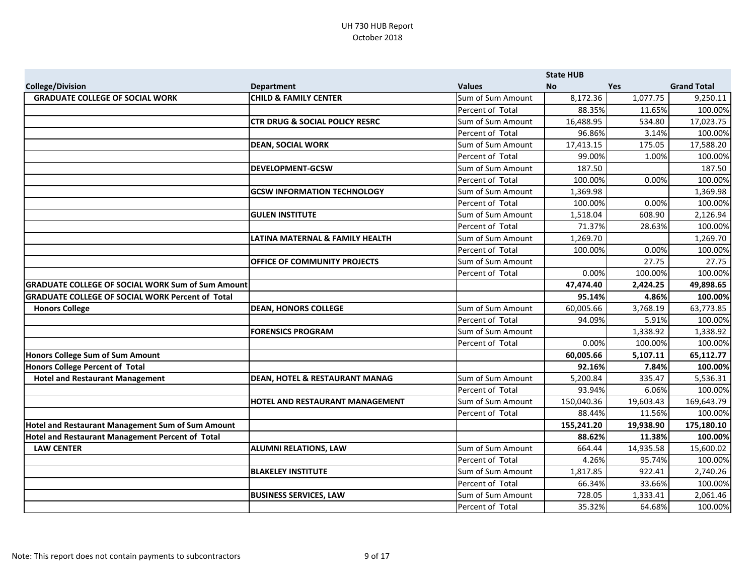# UH 730 HUB Report
October 2018

| College/Division | Department | Values | State HUB No | Yes | Grand Total |
|---|---|---|---|---|---|
| **GRADUATE COLLEGE OF SOCIAL WORK** | **CHILD & FAMILY CENTER** | Sum of Sum Amount | 8,172.36 | 1,077.75 | 9,250.11 |
| | | Percent of Total | 88.35% | 11.65% | 100.00% |
| | **CTR DRUG & SOCIAL POLICY RESRC** | Sum of Sum Amount | 16,488.95 | 534.80 | 17,023.75 |
| | | Percent of Total | 96.86% | 3.14% | 100.00% |
| | **DEAN, SOCIAL WORK** | Sum of Sum Amount | 17,413.15 | 175.05 | 17,588.20 |
| | | Percent of Total | 99.00% | 1.00% | 100.00% |
| | **DEVELOPMENT-GCSW** | Sum of Sum Amount | 187.50 | | 187.50 |
| | | Percent of Total | 100.00% | 0.00% | 100.00% |
| | **GCSW INFORMATION TECHNOLOGY** | Sum of Sum Amount | 1,369.98 | | 1,369.98 |
| | | Percent of Total | 100.00% | 0.00% | 100.00% |
| | **GULEN INSTITUTE** | Sum of Sum Amount | 1,518.04 | 608.90 | 2,126.94 |
| | | Percent of Total | 71.37% | 28.63% | 100.00% |
| | **LATINA MATERNAL & FAMILY HEALTH** | Sum of Sum Amount | 1,269.70 | | 1,269.70 |
| | | Percent of Total | 100.00% | 0.00% | 100.00% |
| | **OFFICE OF COMMUNITY PROJECTS** | Sum of Sum Amount | | 27.75 | 27.75 |
| | | Percent of Total | 0.00% | 100.00% | 100.00% |
| **GRADUATE COLLEGE OF SOCIAL WORK Sum of Sum Amount** | | | **47,474.40** | **2,424.25** | **49,898.65** |
| **GRADUATE COLLEGE OF SOCIAL WORK Percent of Total** | | | **95.14%** | **4.86%** | **100.00%** |
| **Honors College** | **DEAN, HONORS COLLEGE** | Sum of Sum Amount | 60,005.66 | 3,768.19 | 63,773.85 |
| | | Percent of Total | 94.09% | 5.91% | 100.00% |
| | **FORENSICS PROGRAM** | Sum of Sum Amount | | 1,338.92 | 1,338.92 |
| | | Percent of Total | 0.00% | 100.00% | 100.00% |
| **Honors College Sum of Sum Amount** | | | **60,005.66** | **5,107.11** | **65,112.77** |
| **Honors College Percent of Total** | | | **92.16%** | **7.84%** | **100.00%** |
| **Hotel and Restaurant Management** | **DEAN, HOTEL & RESTAURANT MANAG** | Sum of Sum Amount | 5,200.84 | 335.47 | 5,536.31 |
| | | Percent of Total | 93.94% | 6.06% | 100.00% |
| | **HOTEL AND RESTAURANT MANAGEMENT** | Sum of Sum Amount | 150,040.36 | 19,603.43 | 169,643.79 |
| | | Percent of Total | 88.44% | 11.56% | 100.00% |
| **Hotel and Restaurant Management Sum of Sum Amount** | | | **155,241.20** | **19,938.90** | **175,180.10** |
| **Hotel and Restaurant Management Percent of Total** | | | **88.62%** | **11.38%** | **100.00%** |
| **LAW CENTER** | **ALUMNI RELATIONS, LAW** | Sum of Sum Amount | 664.44 | 14,935.58 | 15,600.02 |
| | | Percent of Total | 4.26% | 95.74% | 100.00% |
| | **BLAKELEY INSTITUTE** | Sum of Sum Amount | 1,817.85 | 922.41 | 2,740.26 |
| | | Percent of Total | 66.34% | 33.66% | 100.00% |
| | **BUSINESS SERVICES, LAW** | Sum of Sum Amount | 728.05 | 1,333.41 | 2,061.46 |
| | | Percent of Total | 35.32% | 64.68% | 100.00% |

Note: This report does not contain payments to subcontractors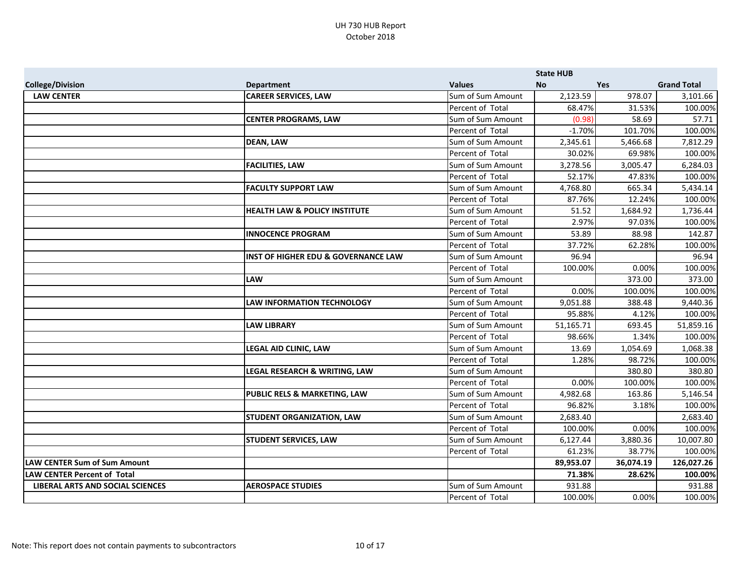UH 730 HUB Report
October 2018

| College/Division | Department | Values | State HUB No | Yes | Grand Total |
|---|---|---|---|---|---|
| **LAW CENTER** | **CAREER SERVICES, LAW** | Sum of Sum Amount | 2,123.59 | 978.07 | 3,101.66 |
| | | Percent of Total | 68.47% | 31.53% | 100.00% |
| | **CENTER PROGRAMS, LAW** | Sum of Sum Amount | (0.98) | 58.69 | 57.71 |
| | | Percent of Total | -1.70% | 101.70% | 100.00% |
| | **DEAN, LAW** | Sum of Sum Amount | 2,345.61 | 5,466.68 | 7,812.29 |
| | | Percent of Total | 30.02% | 69.98% | 100.00% |
| | **FACILITIES, LAW** | Sum of Sum Amount | 3,278.56 | 3,005.47 | 6,284.03 |
| | | Percent of Total | 52.17% | 47.83% | 100.00% |
| | **FACULTY SUPPORT LAW** | Sum of Sum Amount | 4,768.80 | 665.34 | 5,434.14 |
| | | Percent of Total | 87.76% | 12.24% | 100.00% |
| | **HEALTH LAW & POLICY INSTITUTE** | Sum of Sum Amount | 51.52 | 1,684.92 | 1,736.44 |
| | | Percent of Total | 2.97% | 97.03% | 100.00% |
| | **INNOCENCE PROGRAM** | Sum of Sum Amount | 53.89 | 88.98 | 142.87 |
| | | Percent of Total | 37.72% | 62.28% | 100.00% |
| | **INST OF HIGHER EDU & GOVERNANCE LAW** | Sum of Sum Amount | 96.94 | | 96.94 |
| | | Percent of Total | 100.00% | 0.00% | 100.00% |
| | **LAW** | Sum of Sum Amount | | 373.00 | 373.00 |
| | | Percent of Total | 0.00% | 100.00% | 100.00% |
| | **LAW INFORMATION TECHNOLOGY** | Sum of Sum Amount | 9,051.88 | 388.48 | 9,440.36 |
| | | Percent of Total | 95.88% | 4.12% | 100.00% |
| | **LAW LIBRARY** | Sum of Sum Amount | 51,165.71 | 693.45 | 51,859.16 |
| | | Percent of Total | 98.66% | 1.34% | 100.00% |
| | **LEGAL AID CLINIC, LAW** | Sum of Sum Amount | 13.69 | 1,054.69 | 1,068.38 |
| | | Percent of Total | 1.28% | 98.72% | 100.00% |
| | **LEGAL RESEARCH & WRITING, LAW** | Sum of Sum Amount | | 380.80 | 380.80 |
| | | Percent of Total | 0.00% | 100.00% | 100.00% |
| | **PUBLIC RELS & MARKETING, LAW** | Sum of Sum Amount | 4,982.68 | 163.86 | 5,146.54 |
| | | Percent of Total | 96.82% | 3.18% | 100.00% |
| | **STUDENT ORGANIZATION, LAW** | Sum of Sum Amount | 2,683.40 | | 2,683.40 |
| | | Percent of Total | 100.00% | 0.00% | 100.00% |
| | **STUDENT SERVICES, LAW** | Sum of Sum Amount | 6,127.44 | 3,880.36 | 10,007.80 |
| | | Percent of Total | 61.23% | 38.77% | 100.00% |
| **LAW CENTER Sum of Sum Amount** | | | **89,953.07** | **36,074.19** | **126,027.26** |
| **LAW CENTER Percent of Total** | | | **71.38%** | **28.62%** | **100.00%** |
| **LIBERAL ARTS AND SOCIAL SCIENCES** | **AEROSPACE STUDIES** | Sum of Sum Amount | 931.88 | | 931.88 |
| | | Percent of Total | 100.00% | 0.00% | 100.00% |

Note: This report does not contain payments to subcontractors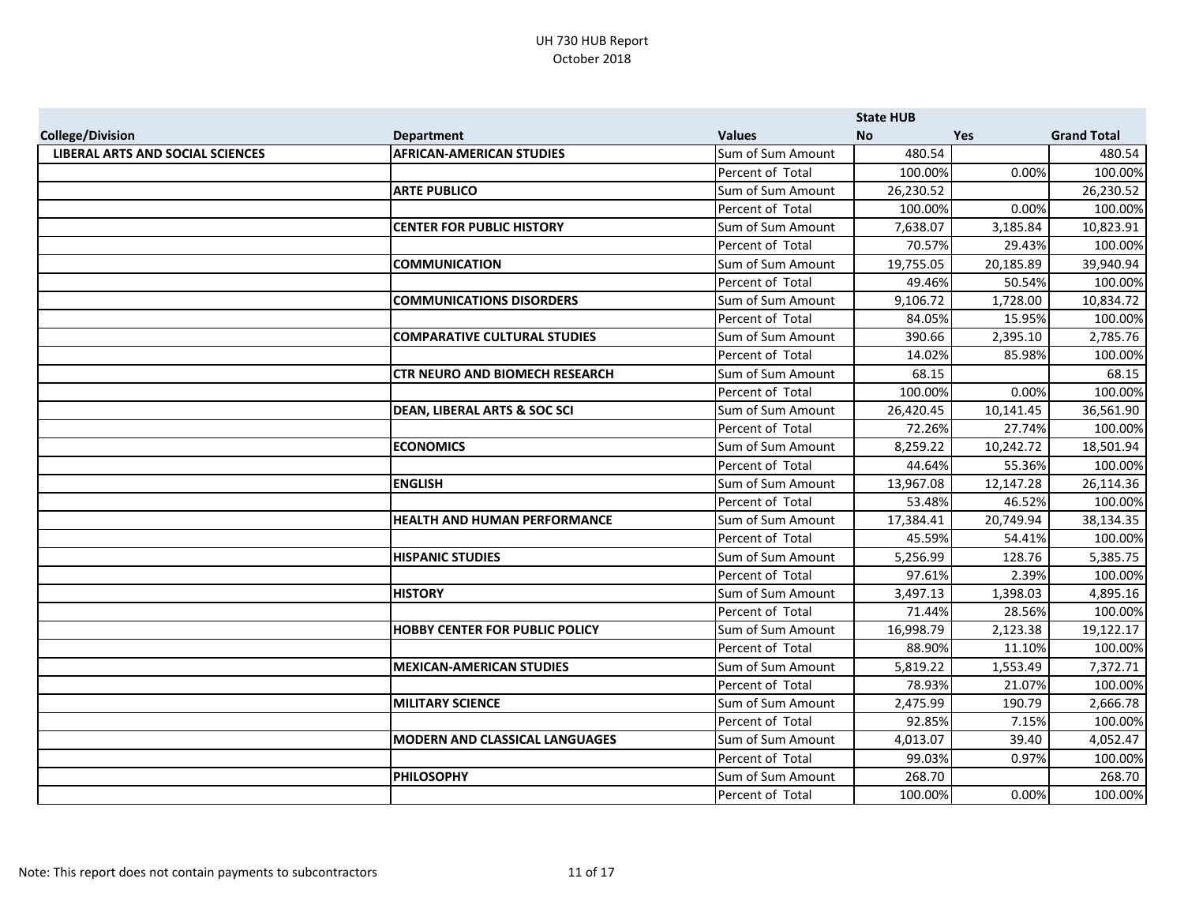# UH 730 HUB Report
## October 2018

| College/Division | Department | Values | State HUB No | Yes | Grand Total |
|---|---|---|---|---|---|
| **LIBERAL ARTS AND SOCIAL SCIENCES** | **AFRICAN-AMERICAN STUDIES** | Sum of Sum Amount | 480.54 | | 480.54 |
| | | Percent of Total | 100.00% | 0.00% | 100.00% |
| | **ARTE PUBLICO** | Sum of Sum Amount | 26,230.52 | | 26,230.52 |
| | | Percent of Total | 100.00% | 0.00% | 100.00% |
| | **CENTER FOR PUBLIC HISTORY** | Sum of Sum Amount | 7,638.07 | 3,185.84 | 10,823.91 |
| | | Percent of Total | 70.57% | 29.43% | 100.00% |
| | **COMMUNICATION** | Sum of Sum Amount | 19,755.05 | 20,185.89 | 39,940.94 |
| | | Percent of Total | 49.46% | 50.54% | 100.00% |
| | **COMMUNICATIONS DISORDERS** | Sum of Sum Amount | 9,106.72 | 1,728.00 | 10,834.72 |
| | | Percent of Total | 84.05% | 15.95% | 100.00% |
| | **COMPARATIVE CULTURAL STUDIES** | Sum of Sum Amount | 390.66 | 2,395.10 | 2,785.76 |
| | | Percent of Total | 14.02% | 85.98% | 100.00% |
| | **CTR NEURO AND BIOMECH RESEARCH** | Sum of Sum Amount | 68.15 | | 68.15 |
| | | Percent of Total | 100.00% | 0.00% | 100.00% |
| | **DEAN, LIBERAL ARTS & SOC SCI** | Sum of Sum Amount | 26,420.45 | 10,141.45 | 36,561.90 |
| | | Percent of Total | 72.26% | 27.74% | 100.00% |
| | **ECONOMICS** | Sum of Sum Amount | 8,259.22 | 10,242.72 | 18,501.94 |
| | | Percent of Total | 44.64% | 55.36% | 100.00% |
| | **ENGLISH** | Sum of Sum Amount | 13,967.08 | 12,147.28 | 26,114.36 |
| | | Percent of Total | 53.48% | 46.52% | 100.00% |
| | **HEALTH AND HUMAN PERFORMANCE** | Sum of Sum Amount | 17,384.41 | 20,749.94 | 38,134.35 |
| | | Percent of Total | 45.59% | 54.41% | 100.00% |
| | **HISPANIC STUDIES** | Sum of Sum Amount | 5,256.99 | 128.76 | 5,385.75 |
| | | Percent of Total | 97.61% | 2.39% | 100.00% |
| | **HISTORY** | Sum of Sum Amount | 3,497.13 | 1,398.03 | 4,895.16 |
| | | Percent of Total | 71.44% | 28.56% | 100.00% |
| | **HOBBY CENTER FOR PUBLIC POLICY** | Sum of Sum Amount | 16,998.79 | 2,123.38 | 19,122.17 |
| | | Percent of Total | 88.90% | 11.10% | 100.00% |
| | **MEXICAN-AMERICAN STUDIES** | Sum of Sum Amount | 5,819.22 | 1,553.49 | 7,372.71 |
| | | Percent of Total | 78.93% | 21.07% | 100.00% |
| | **MILITARY SCIENCE** | Sum of Sum Amount | 2,475.99 | 190.79 | 2,666.78 |
| | | Percent of Total | 92.85% | 7.15% | 100.00% |
| | **MODERN AND CLASSICAL LANGUAGES** | Sum of Sum Amount | 4,013.07 | 39.40 | 4,052.47 |
| | | Percent of Total | 99.03% | 0.97% | 100.00% |
| | **PHILOSOPHY** | Sum of Sum Amount | 268.70 | | 268.70 |
| | | Percent of Total | 100.00% | 0.00% | 100.00% |

Note: This report does not contain payments to subcontractors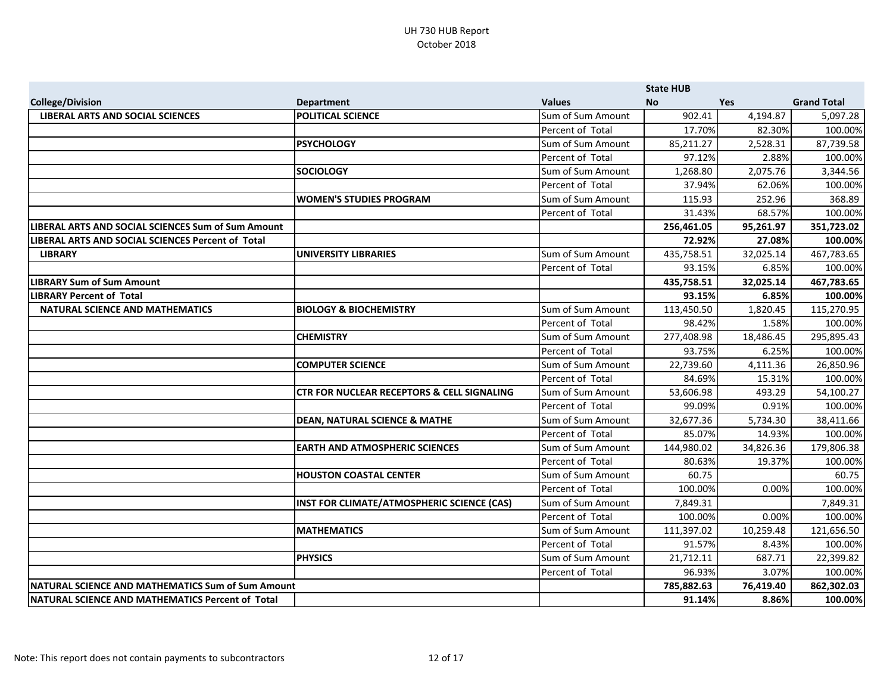UH 730 HUB Report
October 2018

| | | | State HUB | | |
|---|---|---|---|---|---|
| **College/Division** | **Department** | **Values** | **No** | **Yes** | **Grand Total** |
| **LIBERAL ARTS AND SOCIAL SCIENCES** | **POLITICAL SCIENCE** | Sum of Sum Amount | 902.41 | 4,194.87 | 5,097.28 |
| | | Percent of Total | 17.70% | 82.30% | 100.00% |
| | **PSYCHOLOGY** | Sum of Sum Amount | 85,211.27 | 2,528.31 | 87,739.58 |
| | | Percent of Total | 97.12% | 2.88% | 100.00% |
| | **SOCIOLOGY** | Sum of Sum Amount | 1,268.80 | 2,075.76 | 3,344.56 |
| | | Percent of Total | 37.94% | 62.06% | 100.00% |
| | **WOMEN'S STUDIES PROGRAM** | Sum of Sum Amount | 115.93 | 252.96 | 368.89 |
| | | Percent of Total | 31.43% | 68.57% | 100.00% |
| **LIBERAL ARTS AND SOCIAL SCIENCES Sum of Sum Amount** | | | **256,461.05** | **95,261.97** | **351,723.02** |
| **LIBERAL ARTS AND SOCIAL SCIENCES Percent of Total** | | | **72.92%** | **27.08%** | **100.00%** |
| **LIBRARY** | **UNIVERSITY LIBRARIES** | Sum of Sum Amount | 435,758.51 | 32,025.14 | 467,783.65 |
| | | Percent of Total | 93.15% | 6.85% | 100.00% |
| **LIBRARY Sum of Sum Amount** | | | **435,758.51** | **32,025.14** | **467,783.65** |
| **LIBRARY Percent of Total** | | | **93.15%** | **6.85%** | **100.00%** |
| **NATURAL SCIENCE AND MATHEMATICS** | **BIOLOGY & BIOCHEMISTRY** | Sum of Sum Amount | 113,450.50 | 1,820.45 | 115,270.95 |
| | | Percent of Total | 98.42% | 1.58% | 100.00% |
| | **CHEMISTRY** | Sum of Sum Amount | 277,408.98 | 18,486.45 | 295,895.43 |
| | | Percent of Total | 93.75% | 6.25% | 100.00% |
| | **COMPUTER SCIENCE** | Sum of Sum Amount | 22,739.60 | 4,111.36 | 26,850.96 |
| | | Percent of Total | 84.69% | 15.31% | 100.00% |
| | **CTR FOR NUCLEAR RECEPTORS & CELL SIGNALING** | Sum of Sum Amount | 53,606.98 | 493.29 | 54,100.27 |
| | | Percent of Total | 99.09% | 0.91% | 100.00% |
| | **DEAN, NATURAL SCIENCE & MATHE** | Sum of Sum Amount | 32,677.36 | 5,734.30 | 38,411.66 |
| | | Percent of Total | 85.07% | 14.93% | 100.00% |
| | **EARTH AND ATMOSPHERIC SCIENCES** | Sum of Sum Amount | 144,980.02 | 34,826.36 | 179,806.38 |
| | | Percent of Total | 80.63% | 19.37% | 100.00% |
| | **HOUSTON COASTAL CENTER** | Sum of Sum Amount | 60.75 | | 60.75 |
| | | Percent of Total | 100.00% | 0.00% | 100.00% |
| | **INST FOR CLIMATE/ATMOSPHERIC SCIENCE (CAS)** | Sum of Sum Amount | 7,849.31 | | 7,849.31 |
| | | Percent of Total | 100.00% | 0.00% | 100.00% |
| | **MATHEMATICS** | Sum of Sum Amount | 111,397.02 | 10,259.48 | 121,656.50 |
| | | Percent of Total | 91.57% | 8.43% | 100.00% |
| | **PHYSICS** | Sum of Sum Amount | 21,712.11 | 687.71 | 22,399.82 |
| | | Percent of Total | 96.93% | 3.07% | 100.00% |
| **NATURAL SCIENCE AND MATHEMATICS Sum of Sum Amount** | | | **785,882.63** | **76,419.40** | **862,302.03** |
| **NATURAL SCIENCE AND MATHEMATICS Percent of Total** | | | **91.14%** | **8.86%** | **100.00%** |

Note: This report does not contain payments to subcontractors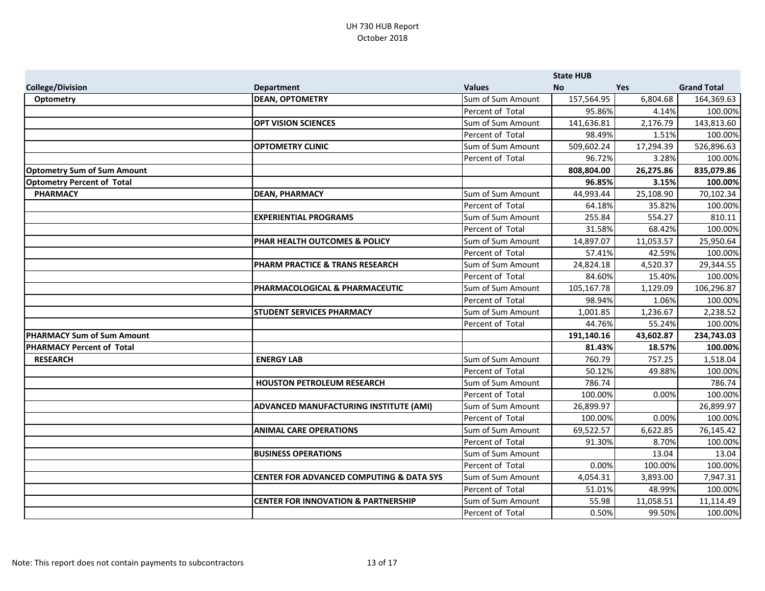UH 730 HUB Report
October 2018

| | | | State HUB | | |
|---|---|---|---|---|---|
| **College/Division** | **Department** | **Values** | **No** | **Yes** | **Grand Total** |
| **Optometry** | **DEAN, OPTOMETRY** | Sum of Sum Amount | 157,564.95 | 6,804.68 | 164,369.63 |
| | | Percent of Total | 95.86% | 4.14% | 100.00% |
| | **OPT VISION SCIENCES** | Sum of Sum Amount | 141,636.81 | 2,176.79 | 143,813.60 |
| | | Percent of Total | 98.49% | 1.51% | 100.00% |
| | **OPTOMETRY CLINIC** | Sum of Sum Amount | 509,602.24 | 17,294.39 | 526,896.63 |
| | | Percent of Total | 96.72% | 3.28% | 100.00% |
| **Optometry Sum of Sum Amount** | | | **808,804.00** | **26,275.86** | **835,079.86** |
| **Optometry Percent of Total** | | | **96.85%** | **3.15%** | **100.00%** |
| **PHARMACY** | **DEAN, PHARMACY** | Sum of Sum Amount | 44,993.44 | 25,108.90 | 70,102.34 |
| | | Percent of Total | 64.18% | 35.82% | 100.00% |
| | **EXPERIENTIAL PROGRAMS** | Sum of Sum Amount | 255.84 | 554.27 | 810.11 |
| | | Percent of Total | 31.58% | 68.42% | 100.00% |
| | **PHAR HEALTH OUTCOMES & POLICY** | Sum of Sum Amount | 14,897.07 | 11,053.57 | 25,950.64 |
| | | Percent of Total | 57.41% | 42.59% | 100.00% |
| | **PHARM PRACTICE & TRANS RESEARCH** | Sum of Sum Amount | 24,824.18 | 4,520.37 | 29,344.55 |
| | | Percent of Total | 84.60% | 15.40% | 100.00% |
| | **PHARMACOLOGICAL & PHARMACEUTIC** | Sum of Sum Amount | 105,167.78 | 1,129.09 | 106,296.87 |
| | | Percent of Total | 98.94% | 1.06% | 100.00% |
| | **STUDENT SERVICES PHARMACY** | Sum of Sum Amount | 1,001.85 | 1,236.67 | 2,238.52 |
| | | Percent of Total | 44.76% | 55.24% | 100.00% |
| **PHARMACY Sum of Sum Amount** | | | **191,140.16** | **43,602.87** | **234,743.03** |
| **PHARMACY Percent of Total** | | | **81.43%** | **18.57%** | **100.00%** |
| **RESEARCH** | **ENERGY LAB** | Sum of Sum Amount | 760.79 | 757.25 | 1,518.04 |
| | | Percent of Total | 50.12% | 49.88% | 100.00% |
| | **HOUSTON PETROLEUM RESEARCH** | Sum of Sum Amount | 786.74 | | 786.74 |
| | | Percent of Total | 100.00% | 0.00% | 100.00% |
| | **ADVANCED MANUFACTURING INSTITUTE (AMI)** | Sum of Sum Amount | 26,899.97 | | 26,899.97 |
| | | Percent of Total | 100.00% | 0.00% | 100.00% |
| | **ANIMAL CARE OPERATIONS** | Sum of Sum Amount | 69,522.57 | 6,622.85 | 76,145.42 |
| | | Percent of Total | 91.30% | 8.70% | 100.00% |
| | **BUSINESS OPERATIONS** | Sum of Sum Amount | | 13.04 | 13.04 |
| | | Percent of Total | 0.00% | 100.00% | 100.00% |
| | **CENTER FOR ADVANCED COMPUTING & DATA SYS** | Sum of Sum Amount | 4,054.31 | 3,893.00 | 7,947.31 |
| | | Percent of Total | 51.01% | 48.99% | 100.00% |
| | **CENTER FOR INNOVATION & PARTNERSHIP** | Sum of Sum Amount | 55.98 | 11,058.51 | 11,114.49 |
| | | Percent of Total | 0.50% | 99.50% | 100.00% |

Note: This report does not contain payments to subcontractors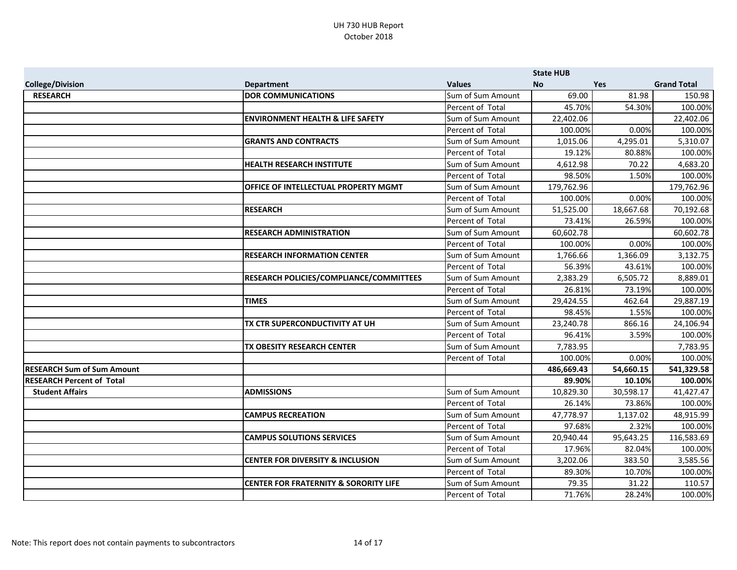# UH 730 HUB Report
October 2018

| | | | State HUB | | |
|---|---|---|---|---|---|
| **College/Division** | **Department** | **Values** | **No** | **Yes** | **Grand Total** |
| **RESEARCH** | **DOR COMMUNICATIONS** | Sum of Sum Amount | 69.00 | 81.98 | 150.98 |
| | | Percent of Total | 45.70% | 54.30% | 100.00% |
| | **ENVIRONMENT HEALTH & LIFE SAFETY** | Sum of Sum Amount | 22,402.06 | | 22,402.06 |
| | | Percent of Total | 100.00% | 0.00% | 100.00% |
| | **GRANTS AND CONTRACTS** | Sum of Sum Amount | 1,015.06 | 4,295.01 | 5,310.07 |
| | | Percent of Total | 19.12% | 80.88% | 100.00% |
| | **HEALTH RESEARCH INSTITUTE** | Sum of Sum Amount | 4,612.98 | 70.22 | 4,683.20 |
| | | Percent of Total | 98.50% | 1.50% | 100.00% |
| | **OFFICE OF INTELLECTUAL PROPERTY MGMT** | Sum of Sum Amount | 179,762.96 | | 179,762.96 |
| | | Percent of Total | 100.00% | 0.00% | 100.00% |
| | **RESEARCH** | Sum of Sum Amount | 51,525.00 | 18,667.68 | 70,192.68 |
| | | Percent of Total | 73.41% | 26.59% | 100.00% |
| | **RESEARCH ADMINISTRATION** | Sum of Sum Amount | 60,602.78 | | 60,602.78 |
| | | Percent of Total | 100.00% | 0.00% | 100.00% |
| | **RESEARCH INFORMATION CENTER** | Sum of Sum Amount | 1,766.66 | 1,366.09 | 3,132.75 |
| | | Percent of Total | 56.39% | 43.61% | 100.00% |
| | **RESEARCH POLICIES/COMPLIANCE/COMMITTEES** | Sum of Sum Amount | 2,383.29 | 6,505.72 | 8,889.01 |
| | | Percent of Total | 26.81% | 73.19% | 100.00% |
| | **TIMES** | Sum of Sum Amount | 29,424.55 | 462.64 | 29,887.19 |
| | | Percent of Total | 98.45% | 1.55% | 100.00% |
| | **TX CTR SUPERCONDUCTIVITY AT UH** | Sum of Sum Amount | 23,240.78 | 866.16 | 24,106.94 |
| | | Percent of Total | 96.41% | 3.59% | 100.00% |
| | **TX OBESITY RESEARCH CENTER** | Sum of Sum Amount | 7,783.95 | | 7,783.95 |
| | | Percent of Total | 100.00% | 0.00% | 100.00% |
| **RESEARCH Sum of Sum Amount** | | | **486,669.43** | **54,660.15** | **541,329.58** |
| **RESEARCH Percent of Total** | | | **89.90%** | **10.10%** | **100.00%** |
| **Student Affairs** | **ADMISSIONS** | Sum of Sum Amount | 10,829.30 | 30,598.17 | 41,427.47 |
| | | Percent of Total | 26.14% | 73.86% | 100.00% |
| | **CAMPUS RECREATION** | Sum of Sum Amount | 47,778.97 | 1,137.02 | 48,915.99 |
| | | Percent of Total | 97.68% | 2.32% | 100.00% |
| | **CAMPUS SOLUTIONS SERVICES** | Sum of Sum Amount | 20,940.44 | 95,643.25 | 116,583.69 |
| | | Percent of Total | 17.96% | 82.04% | 100.00% |
| | **CENTER FOR DIVERSITY & INCLUSION** | Sum of Sum Amount | 3,202.06 | 383.50 | 3,585.56 |
| | | Percent of Total | 89.30% | 10.70% | 100.00% |
| | **CENTER FOR FRATERNITY & SORORITY LIFE** | Sum of Sum Amount | 79.35 | 31.22 | 110.57 |
| | | Percent of Total | 71.76% | 28.24% | 100.00% |

Note: This report does not contain payments to subcontractors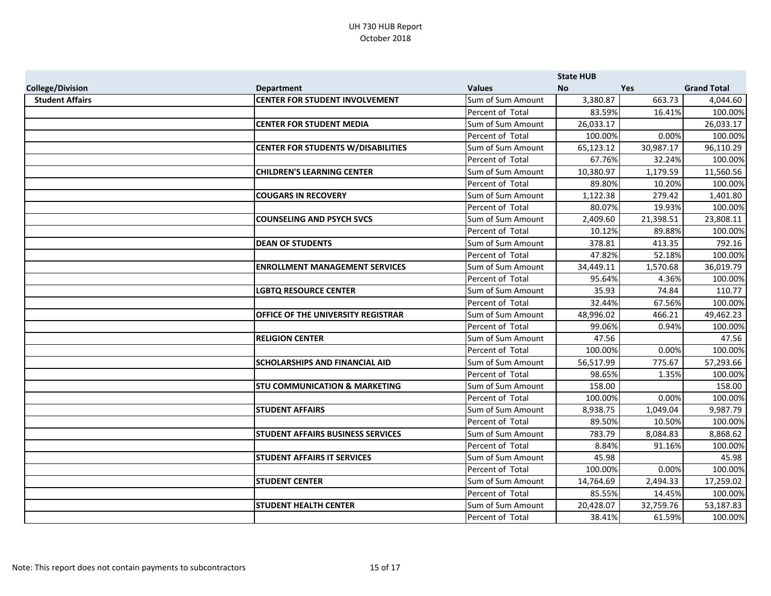UH 730 HUB Report
October 2018

| | | | State HUB | | |
|---|---|---|---|---|---|
| **College/Division** | **Department** | **Values** | **No** | **Yes** | **Grand Total** |
| **Student Affairs** | **CENTER FOR STUDENT INVOLVEMENT** | Sum of Sum Amount | 3,380.87 | 663.73 | 4,044.60 |
| | | Percent of Total | 83.59% | 16.41% | 100.00% |
| | **CENTER FOR STUDENT MEDIA** | Sum of Sum Amount | 26,033.17 | | 26,033.17 |
| | | Percent of Total | 100.00% | 0.00% | 100.00% |
| | **CENTER FOR STUDENTS W/DISABILITIES** | Sum of Sum Amount | 65,123.12 | 30,987.17 | 96,110.29 |
| | | Percent of Total | 67.76% | 32.24% | 100.00% |
| | **CHILDREN'S LEARNING CENTER** | Sum of Sum Amount | 10,380.97 | 1,179.59 | 11,560.56 |
| | | Percent of Total | 89.80% | 10.20% | 100.00% |
| | **COUGARS IN RECOVERY** | Sum of Sum Amount | 1,122.38 | 279.42 | 1,401.80 |
| | | Percent of Total | 80.07% | 19.93% | 100.00% |
| | **COUNSELING AND PSYCH SVCS** | Sum of Sum Amount | 2,409.60 | 21,398.51 | 23,808.11 |
| | | Percent of Total | 10.12% | 89.88% | 100.00% |
| | **DEAN OF STUDENTS** | Sum of Sum Amount | 378.81 | 413.35 | 792.16 |
| | | Percent of Total | 47.82% | 52.18% | 100.00% |
| | **ENROLLMENT MANAGEMENT SERVICES** | Sum of Sum Amount | 34,449.11 | 1,570.68 | 36,019.79 |
| | | Percent of Total | 95.64% | 4.36% | 100.00% |
| | **LGBTQ RESOURCE CENTER** | Sum of Sum Amount | 35.93 | 74.84 | 110.77 |
| | | Percent of Total | 32.44% | 67.56% | 100.00% |
| | **OFFICE OF THE UNIVERSITY REGISTRAR** | Sum of Sum Amount | 48,996.02 | 466.21 | 49,462.23 |
| | | Percent of Total | 99.06% | 0.94% | 100.00% |
| | **RELIGION CENTER** | Sum of Sum Amount | 47.56 | | 47.56 |
| | | Percent of Total | 100.00% | 0.00% | 100.00% |
| | **SCHOLARSHIPS AND FINANCIAL AID** | Sum of Sum Amount | 56,517.99 | 775.67 | 57,293.66 |
| | | Percent of Total | 98.65% | 1.35% | 100.00% |
| | **STU COMMUNICATION & MARKETING** | Sum of Sum Amount | 158.00 | | 158.00 |
| | | Percent of Total | 100.00% | 0.00% | 100.00% |
| | **STUDENT AFFAIRS** | Sum of Sum Amount | 8,938.75 | 1,049.04 | 9,987.79 |
| | | Percent of Total | 89.50% | 10.50% | 100.00% |
| | **STUDENT AFFAIRS BUSINESS SERVICES** | Sum of Sum Amount | 783.79 | 8,084.83 | 8,868.62 |
| | | Percent of Total | 8.84% | 91.16% | 100.00% |
| | **STUDENT AFFAIRS IT SERVICES** | Sum of Sum Amount | 45.98 | | 45.98 |
| | | Percent of Total | 100.00% | 0.00% | 100.00% |
| | **STUDENT CENTER** | Sum of Sum Amount | 14,764.69 | 2,494.33 | 17,259.02 |
| | | Percent of Total | 85.55% | 14.45% | 100.00% |
| | **STUDENT HEALTH CENTER** | Sum of Sum Amount | 20,428.07 | 32,759.76 | 53,187.83 |
| | | Percent of Total | 38.41% | 61.59% | 100.00% |

Note: This report does not contain payments to subcontractors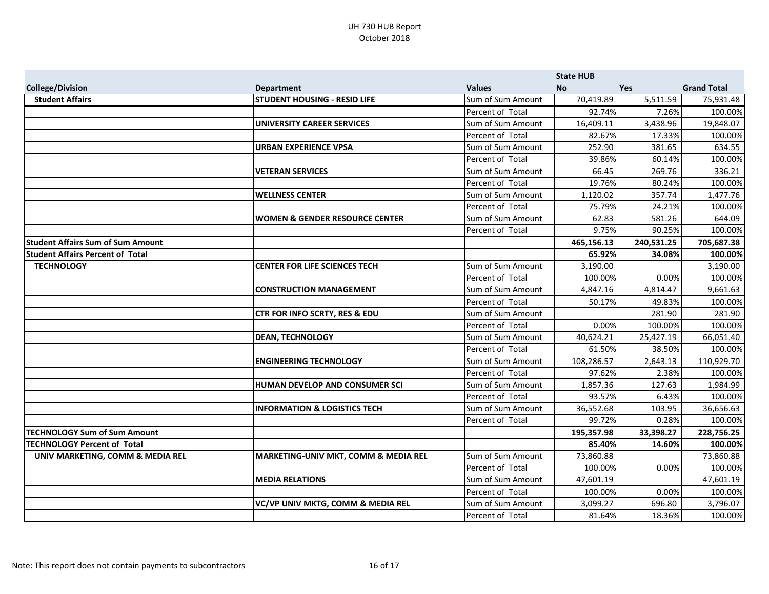# UH 730 HUB Report
October 2018

| College/Division | Department | Values | State HUB No | Yes | Grand Total |
|---|---|---|---|---|---|
| **Student Affairs** | **STUDENT HOUSING - RESID LIFE** | Sum of Sum Amount | 70,419.89 | 5,511.59 | 75,931.48 |
| | | Percent of Total | 92.74% | 7.26% | 100.00% |
| | **UNIVERSITY CAREER SERVICES** | Sum of Sum Amount | 16,409.11 | 3,438.96 | 19,848.07 |
| | | Percent of Total | 82.67% | 17.33% | 100.00% |
| | **URBAN EXPERIENCE VPSA** | Sum of Sum Amount | 252.90 | 381.65 | 634.55 |
| | | Percent of Total | 39.86% | 60.14% | 100.00% |
| | **VETERAN SERVICES** | Sum of Sum Amount | 66.45 | 269.76 | 336.21 |
| | | Percent of Total | 19.76% | 80.24% | 100.00% |
| | **WELLNESS CENTER** | Sum of Sum Amount | 1,120.02 | 357.74 | 1,477.76 |
| | | Percent of Total | 75.79% | 24.21% | 100.00% |
| | **WOMEN & GENDER RESOURCE CENTER** | Sum of Sum Amount | 62.83 | 581.26 | 644.09 |
| | | Percent of Total | 9.75% | 90.25% | 100.00% |
| **Student Affairs Sum of Sum Amount** | | | **465,156.13** | **240,531.25** | **705,687.38** |
| **Student Affairs Percent of Total** | | | **65.92%** | **34.08%** | **100.00%** |
| **TECHNOLOGY** | **CENTER FOR LIFE SCIENCES TECH** | Sum of Sum Amount | 3,190.00 | | 3,190.00 |
| | | Percent of Total | 100.00% | 0.00% | 100.00% |
| | **CONSTRUCTION MANAGEMENT** | Sum of Sum Amount | 4,847.16 | 4,814.47 | 9,661.63 |
| | | Percent of Total | 50.17% | 49.83% | 100.00% |
| | **CTR FOR INFO SCRTY, RES & EDU** | Sum of Sum Amount | | 281.90 | 281.90 |
| | | Percent of Total | 0.00% | 100.00% | 100.00% |
| | **DEAN, TECHNOLOGY** | Sum of Sum Amount | 40,624.21 | 25,427.19 | 66,051.40 |
| | | Percent of Total | 61.50% | 38.50% | 100.00% |
| | **ENGINEERING TECHNOLOGY** | Sum of Sum Amount | 108,286.57 | 2,643.13 | 110,929.70 |
| | | Percent of Total | 97.62% | 2.38% | 100.00% |
| | **HUMAN DEVELOP AND CONSUMER SCI** | Sum of Sum Amount | 1,857.36 | 127.63 | 1,984.99 |
| | | Percent of Total | 93.57% | 6.43% | 100.00% |
| | **INFORMATION & LOGISTICS TECH** | Sum of Sum Amount | 36,552.68 | 103.95 | 36,656.63 |
| | | Percent of Total | 99.72% | 0.28% | 100.00% |
| **TECHNOLOGY Sum of Sum Amount** | | | **195,357.98** | **33,398.27** | **228,756.25** |
| **TECHNOLOGY Percent of Total** | | | **85.40%** | **14.60%** | **100.00%** |
| **UNIV MARKETING, COMM & MEDIA REL** | **MARKETING-UNIV MKT, COMM & MEDIA REL** | Sum of Sum Amount | 73,860.88 | | 73,860.88 |
| | | Percent of Total | 100.00% | 0.00% | 100.00% |
| | **MEDIA RELATIONS** | Sum of Sum Amount | 47,601.19 | | 47,601.19 |
| | | Percent of Total | 100.00% | 0.00% | 100.00% |
| | **VC/VP UNIV MKTG, COMM & MEDIA REL** | Sum of Sum Amount | 3,099.27 | 696.80 | 3,796.07 |
| | | Percent of Total | 81.64% | 18.36% | 100.00% |

Note: This report does not contain payments to subcontractors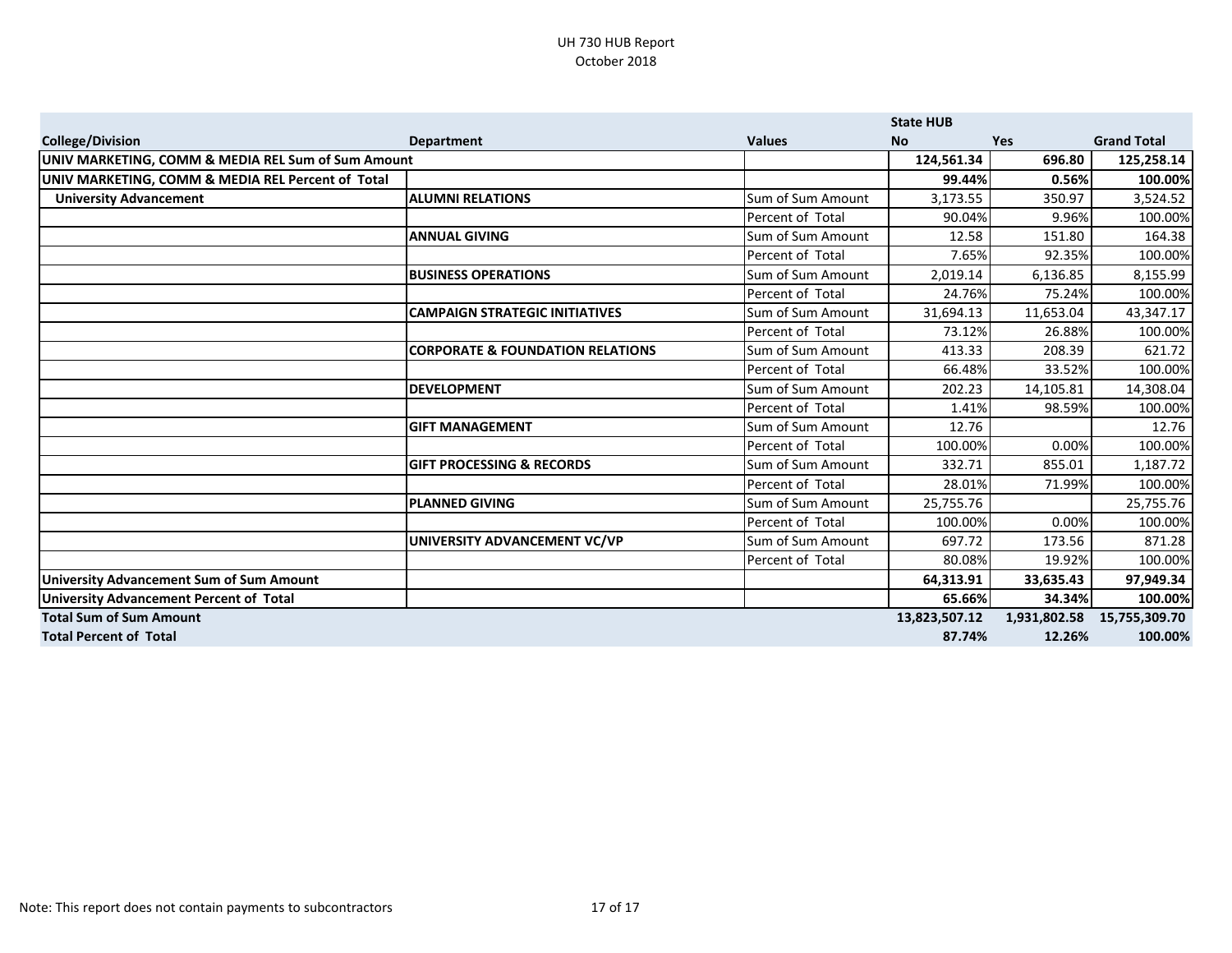UH 730 HUB Report
October 2018

| | | | State HUB | | |
|---|---|---|---|---|---|
| **College/Division** | **Department** | **Values** | **No** | **Yes** | **Grand Total** |
| **UNIV MARKETING, COMM & MEDIA REL Sum of Sum Amount** | | | **124,561.34** | **696.80** | **125,258.14** |
| **UNIV MARKETING, COMM & MEDIA REL Percent of Total** | | | **99.44%** | **0.56%** | **100.00%** |
| **University Advancement** | **ALUMNI RELATIONS** | Sum of Sum Amount | 3,173.55 | 350.97 | 3,524.52 |
| | | Percent of Total | 90.04% | 9.96% | 100.00% |
| | **ANNUAL GIVING** | Sum of Sum Amount | 12.58 | 151.80 | 164.38 |
| | | Percent of Total | 7.65% | 92.35% | 100.00% |
| | **BUSINESS OPERATIONS** | Sum of Sum Amount | 2,019.14 | 6,136.85 | 8,155.99 |
| | | Percent of Total | 24.76% | 75.24% | 100.00% |
| | **CAMPAIGN STRATEGIC INITIATIVES** | Sum of Sum Amount | 31,694.13 | 11,653.04 | 43,347.17 |
| | | Percent of Total | 73.12% | 26.88% | 100.00% |
| | **CORPORATE & FOUNDATION RELATIONS** | Sum of Sum Amount | 413.33 | 208.39 | 621.72 |
| | | Percent of Total | 66.48% | 33.52% | 100.00% |
| | **DEVELOPMENT** | Sum of Sum Amount | 202.23 | 14,105.81 | 14,308.04 |
| | | Percent of Total | 1.41% | 98.59% | 100.00% |
| | **GIFT MANAGEMENT** | Sum of Sum Amount | 12.76 | | 12.76 |
| | | Percent of Total | 100.00% | 0.00% | 100.00% |
| | **GIFT PROCESSING & RECORDS** | Sum of Sum Amount | 332.71 | 855.01 | 1,187.72 |
| | | Percent of Total | 28.01% | 71.99% | 100.00% |
| | **PLANNED GIVING** | Sum of Sum Amount | 25,755.76 | | 25,755.76 |
| | | Percent of Total | 100.00% | 0.00% | 100.00% |
| | **UNIVERSITY ADVANCEMENT VC/VP** | Sum of Sum Amount | 697.72 | 173.56 | 871.28 |
| | | Percent of Total | 80.08% | 19.92% | 100.00% |
| **University Advancement Sum of Sum Amount** | | | **64,313.91** | **33,635.43** | **97,949.34** |
| **University Advancement Percent of Total** | | | **65.66%** | **34.34%** | **100.00%** |
| **Total Sum of Sum Amount** | | | **13,823,507.12** | **1,931,802.58** | **15,755,309.70** |
| **Total Percent of Total** | | | **87.74%** | **12.26%** | **100.00%** |

Note: This report does not contain payments to subcontractors